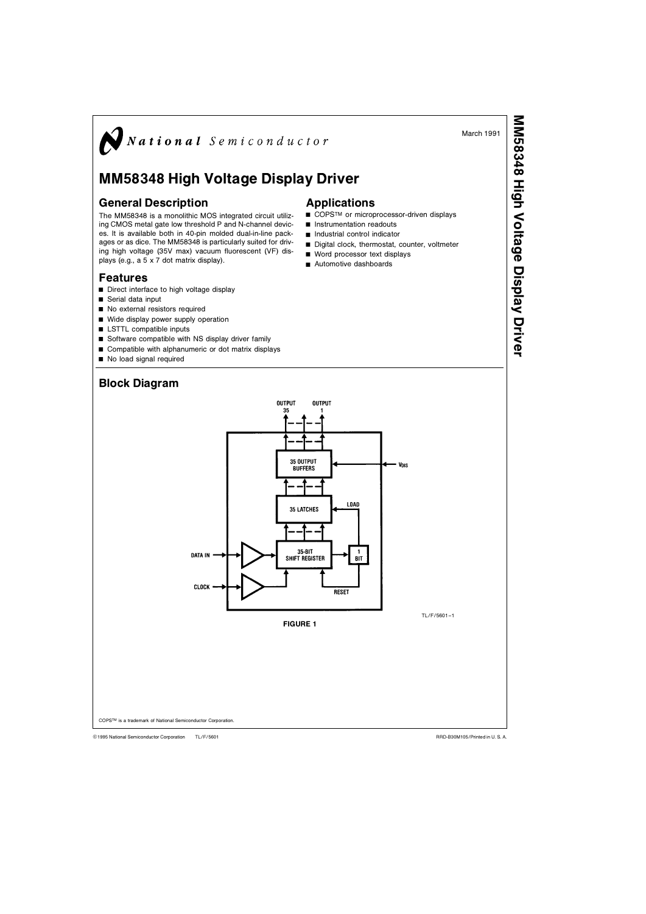National Semiconductor

March 1991

# MM58348 High Voltage Display Driver

## General Description

The MM58348 is a monolithic MOS integrated circuit utilizing CMOS metal gate low threshold P and N-channel devices. It is available both in 40-pin molded dual-in-line packages or as dice. The MM58348 is particularly suited for driving high voltage (35V max) vacuum fluorescent (VF) displays (e.g., a 5 x 7 dot matrix display).

## Features

- Direct interface to high voltage display
- Serial data input
- No external resistors required
- Wide display power supply operation
- LSTTL compatible inputs
- Software compatible with NS display driver family
- Compatible with alphanumeric or dot matrix displays
- No load signal required

## Applications

- COPS™ or microprocessor-driven displays
- Instrumentation readouts
- Industrial control indicator
- Digital clock, thermostat, counter, voltmeter
- Word processor text displays
- Automotive dashboards

## Block Diagram

OUTPUT 35 ... OUTPUT 1

35 OUTPUT BUFFERS — $V_{DIS}$

35 LATCHES — LOAD

DATA IN → 35-BIT SHIFT REGISTER → 1 BIT

CLOCK — RESET

TL/F/5601–1

**FIGURE 1**

COPS™ is a trademark of National Semiconductor Corporation.

©1995 National Semiconductor Corporation TL/F/5601 RRD-B30M105/Printed in U. S. A.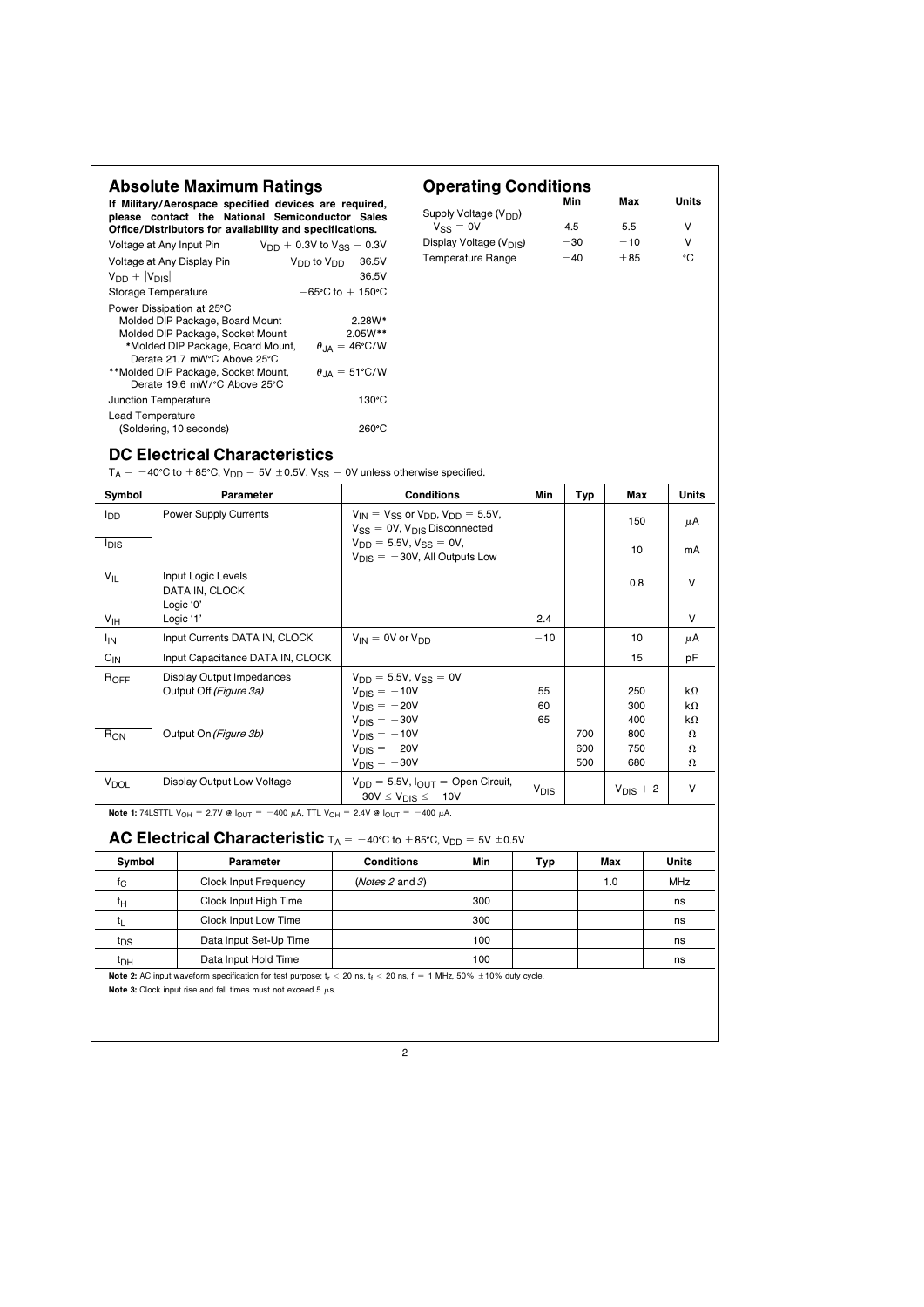## Absolute Maximum Ratings

**If Military/Aerospace specified devices are required, please contact the National Semiconductor Sales Office/Distributors for availability and specifications.**

| | |
|---|---|
| Voltage at Any Input Pin | $V_{DD}$ + 0.3V to $V_{SS}$ − 0.3V |
| Voltage at Any Display Pin | $V_{DD}$ to $V_{DD}$ − 36.5V |
| $V_{DD} + \|V_{DIS}\|$ | 36.5V |
| Storage Temperature | −65°C to + 150°C |
| Power Dissipation at 25°C | |
| Molded DIP Package, Board Mount | 2.28W* |
| Molded DIP Package, Socket Mount | 2.05W** |
| *Molded DIP Package, Board Mount, Derate 21.7 mW°C Above 25°C | $\theta_{JA}$ = 46°C/W |
| **Molded DIP Package, Socket Mount, Derate 19.6 mW/°C Above 25°C | $\theta_{JA}$ = 51°C/W |
| Junction Temperature | 130°C |
| Lead Temperature (Soldering, 10 seconds) | 260°C |

## Operating Conditions

| | Min | Max | Units |
|---|---|---|---|
| Supply Voltage ($V_{DD}$) $V_{SS}$ = 0V | 4.5 | 5.5 | V |
| Display Voltage ($V_{DIS}$) | −30 | −10 | V |
| Temperature Range | −40 | +85 | °C |

## DC Electrical Characteristics

$T_A$ = −40°C to +85°C, $V_{DD}$ = 5V ±0.5V, $V_{SS}$ = 0V unless otherwise specified.

| Symbol | Parameter | Conditions | Min | Typ | Max | Units |
|---|---|---|---|---|---|---|
| $I_{DD}$ | Power Supply Currents | $V_{IN}$ = $V_{SS}$ or $V_{DD}$, $V_{DD}$ = 5.5V, $V_{SS}$ = 0V, $V_{DIS}$ Disconnected | | | 150 | μA |
| $I_{DIS}$ | | $V_{DD}$ = 5.5V, $V_{SS}$ = 0V, $V_{DIS}$ = −30V, All Outputs Low | | | 10 | mA |
| $V_{IL}$ | Input Logic Levels DATA IN, CLOCK Logic '0' | | | | 0.8 | V |
| $V_{IH}$ | Logic '1' | | 2.4 | | | V |
| $I_{IN}$ | Input Currents DATA IN, CLOCK | $V_{IN}$ = 0V or $V_{DD}$ | −10 | | 10 | μA |
| $C_{IN}$ | Input Capacitance DATA IN, CLOCK | | | | 15 | pF |
| $R_{OFF}$ | Display Output Impedances Output Off *(Figure 3a)* | $V_{DD}$ = 5.5V, $V_{SS}$ = 0V | | | | |
| | | $V_{DIS}$ = −10V | 55 | | 250 | kΩ |
| | | $V_{DIS}$ = −20V | 60 | | 300 | kΩ |
| | | $V_{DIS}$ = −30V | 65 | | 400 | kΩ |
| $R_{ON}$ | Output On *(Figure 3b)* | $V_{DIS}$ = −10V | | 700 | 800 | Ω |
| | | $V_{DIS}$ = −20V | | 600 | 750 | Ω |
| | | $V_{DIS}$ = −30V | | 500 | 680 | Ω |
| $V_{DOL}$ | Display Output Low Voltage | $V_{DD}$ = 5.5V, $I_{OUT}$ = Open Circuit, −30V ≤ $V_{DIS}$ ≤ −10V | $V_{DIS}$ | | $V_{DIS}$ + 2 | V |

**Note 1:** 74LSTTL $V_{OH}$ = 2.7V @ $I_{OUT}$ = −400 μA, TTL $V_{OH}$ = 2.4V @ $I_{OUT}$ = −400 μA.

## AC Electrical Characteristic $T_A$ = −40°C to +85°C, $V_{DD}$ = 5V ±0.5V

| Symbol | Parameter | Conditions | Min | Typ | Max | Units |
|---|---|---|---|---|---|---|
| $f_C$ | Clock Input Frequency | *(Notes 2 and 3)* | | | 1.0 | MHz |
| $t_H$ | Clock Input High Time | | 300 | | | ns |
| $t_L$ | Clock Input Low Time | | 300 | | | ns |
| $t_{DS}$ | Data Input Set-Up Time | | 100 | | | ns |
| $t_{DH}$ | Data Input Hold Time | | 100 | | | ns |

**Note 2:** AC input waveform specification for test purpose: $t_r$ ≤ 20 ns, $t_f$ ≤ 20 ns, f = 1 MHz, 50% ±10% duty cycle.

**Note 3:** Clock input rise and fall times must not exceed 5 μs.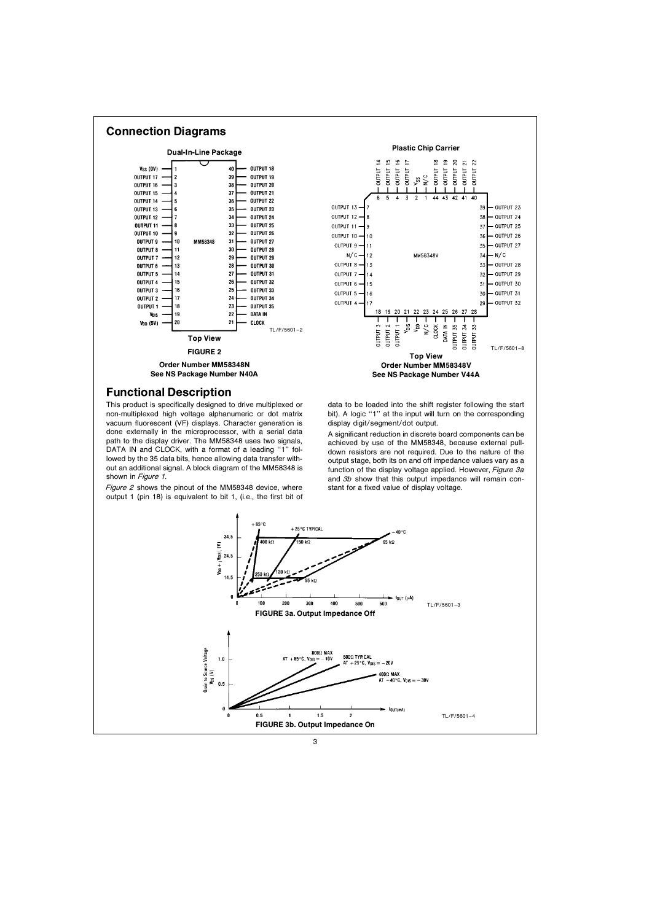## Connection Diagrams

**Dual-In-Line Package**

| Signal | Pin | Pin | Signal |
|---|---|---|---|
| $V_{SS}$ (0V) | 1 | 40 | OUTPUT 18 |
| OUTPUT 17 | 2 | 39 | OUTPUT 19 |
| OUTPUT 16 | 3 | 38 | OUTPUT 20 |
| OUTPUT 15 | 4 | 37 | OUTPUT 21 |
| OUTPUT 14 | 5 | 36 | OUTPUT 22 |
| OUTPUT 13 | 6 | 35 | OUTPUT 23 |
| OUTPUT 12 | 7 | 34 | OUTPUT 24 |
| OUTPUT 11 | 8 | 33 | OUTPUT 25 |
| OUTPUT 10 | 9 | 32 | OUTPUT 26 |
| OUTPUT 9 | 10 | 31 | OUTPUT 27 |
| OUTPUT 8 | 11 | 30 | OUTPUT 28 |
| OUTPUT 7 | 12 | 29 | OUTPUT 29 |
| OUTPUT 6 | 13 | 28 | OUTPUT 30 |
| OUTPUT 5 | 14 | 27 | OUTPUT 31 |
| OUTPUT 4 | 15 | 26 | OUTPUT 32 |
| OUTPUT 3 | 16 | 25 | OUTPUT 33 |
| OUTPUT 2 | 17 | 24 | OUTPUT 34 |
| OUTPUT 1 | 18 | 23 | OUTPUT 35 |
| $V_{DIS}$ | 19 | 22 | DATA IN |
| $V_{DD}$ (5V) | 20 | 21 | CLOCK |

MM58348

TL/F/5601–2

**Top View**

**FIGURE 2**

**Order Number MM58348N**
**See NS Package Number N40A**

**Plastic Chip Carrier**

| Pin | Signal |
|---|---|
| 1 | N/C |
| 2 | $V_{SS}$ |
| 3 | OUTPUT 17 |
| 4 | OUTPUT 16 |
| 5 | OUTPUT 15 |
| 6 | OUTPUT 14 |
| 7 | OUTPUT 13 |
| 8 | OUTPUT 12 |
| 9 | OUTPUT 11 |
| 10 | OUTPUT 10 |
| 11 | OUTPUT 9 |
| 12 | N/C |
| 13 | OUTPUT 8 |
| 14 | OUTPUT 7 |
| 15 | OUTPUT 6 |
| 16 | OUTPUT 5 |
| 17 | OUTPUT 4 |
| 18 | OUTPUT 3 |
| 19 | OUTPUT 2 |
| 20 | OUTPUT 1 |
| 21 | $V_{DIS}$ |
| 22 | $V_{DD}$ |
| 23 | N/C |
| 24 | CLOCK |
| 25 | DATA IN |
| 26 | OUTPUT 35 |
| 27 | OUTPUT 34 |
| 28 | OUTPUT 33 |
| 29 | OUTPUT 32 |
| 30 | OUTPUT 31 |
| 31 | OUTPUT 30 |
| 32 | OUTPUT 29 |
| 33 | OUTPUT 28 |
| 34 | N/C |
| 35 | OUTPUT 27 |
| 36 | OUTPUT 26 |
| 37 | OUTPUT 25 |
| 38 | OUTPUT 24 |
| 39 | OUTPUT 23 |
| 40 | OUTPUT 22 |
| 41 | OUTPUT 21 |
| 42 | OUTPUT 20 |
| 43 | OUTPUT 19 |
| 44 | OUTPUT 18 |

MM58348V

TL/F/5601–8

**Top View**

**Order Number MM58348V**
**See NS Package Number V44A**

## Functional Description

This product is specifically designed to drive multiplexed or non-multiplexed high voltage alphanumeric or dot matrix vacuum fluorescent (VF) displays. Character generation is done externally in the microprocessor, with a serial data path to the display driver. The MM58348 uses two signals, DATA IN and CLOCK, with a format of a leading "1" followed by the 35 data bits, hence allowing data transfer without an additional signal. A block diagram of the MM58348 is shown in *Figure 1*.

*Figure 2* shows the pinout of the MM58348 device, where output 1 (pin 18) is equivalent to bit 1, (i.e., the first bit of data to be loaded into the shift register following the start bit). A logic "1" at the input will turn on the corresponding display digit/segment/dot output.

A significant reduction in discrete board components can be achieved by use of the MM58348, because external pull-down resistors are not required. Due to the nature of the output stage, both its on and off impedance values vary as a function of the display voltage applied. However, *Figure 3a* and *3b* show that this output impedance will remain constant for a fixed value of display voltage.

TL/F/5601–3

**FIGURE 3a. Output Impedance Off**

TL/F/5601–4

**FIGURE 3b. Output Impedance On**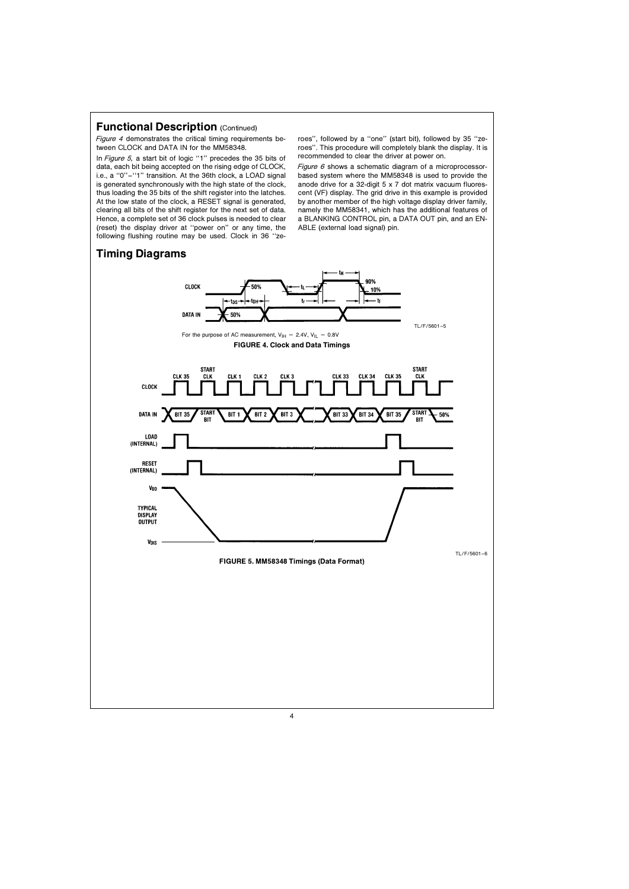## Functional Description (Continued)

*Figure 4* demonstrates the critical timing requirements between CLOCK and DATA IN for the MM58348.

In *Figure 5,* a start bit of logic "1" precedes the 35 bits of data, each bit being accepted on the rising edge of CLOCK, i.e., a "0"–"1" transition. At the 36th clock, a LOAD signal is generated synchronously with the high state of the clock, thus loading the 35 bits of the shift register into the latches. At the low state of the clock, a RESET signal is generated, clearing all bits of the shift register for the next set of data. Hence, a complete set of 36 clock pulses is needed to clear (reset) the display driver at "power on" or any time, the following flushing routine may be used. Clock in 36 "zeroes", followed by a "one" (start bit), followed by 35 "zeroes". This procedure will completely blank the display. It is recommended to clear the driver at power on.

*Figure 6* shows a schematic diagram of a microprocessor-based system where the MM58348 is used to provide the anode drive for a 32-digit 5 x 7 dot matrix vacuum fluorescent (VF) display. The grid drive in this example is provided by another member of the high voltage display driver family, namely the MM58341, which has the additional features of a BLANKING CONTROL pin, a DATA OUT pin, and an ENABLE (external load signal) pin.

## Timing Diagrams

TL/F/5601–5

For the purpose of AC measurement, $V_{IH} = 2.4V$, $V_{IL} = 0.8V$

**FIGURE 4. Clock and Data Timings**

TL/F/5601–6

**FIGURE 5. MM58348 Timings (Data Format)**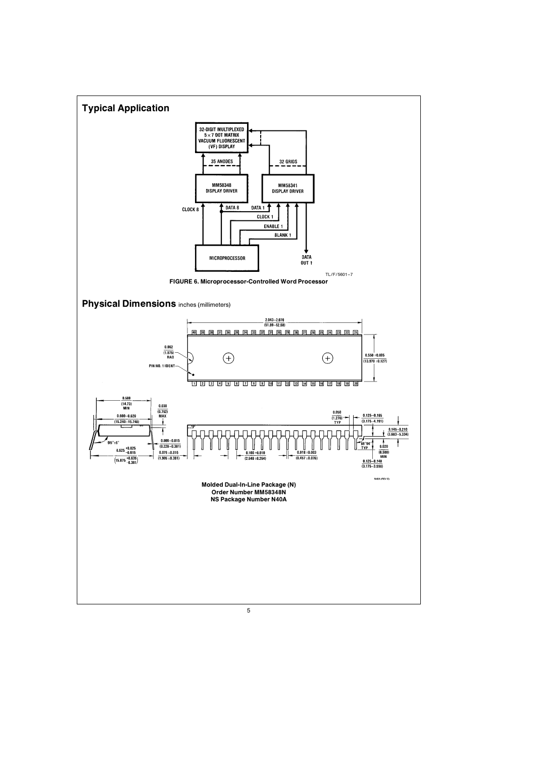## Typical Application

32-DIGIT MULTIPLEXED 5×7 DOT MATRIX VACUUM FLUORESCENT (VF) DISPLAY

35 ANODES

32 GRIDS

MM58348 DISPLAY DRIVER

MM58341 DISPLAY DRIVER

CLOCK 8

DATA 8

DATA 1

CLOCK 1

ENABLE 1

BLANK 1

MICROPROCESSOR

DATA OUT 1

TL/F/5601–7

**FIGURE 6. Microprocessor-Controlled Word Processor**

## Physical Dimensions inches (millimeters)

**Molded Dual-In-Line Package (N)**
**Order Number MM58348N**
**NS Package Number N40A**

N40A (REV E)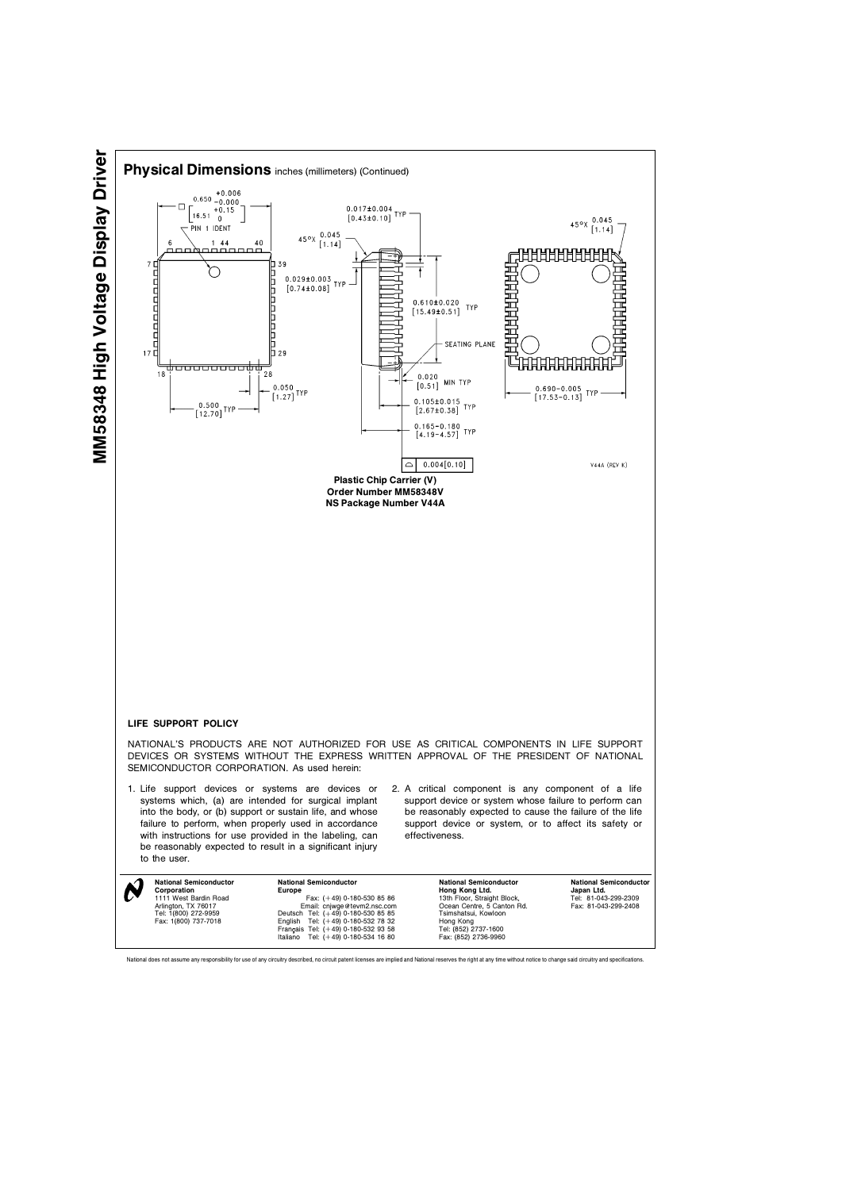## Physical Dimensions inches (millimeters) (Continued)

0.650 +0.006 −0.000 [16.51 +0.15 0]

PIN 1 IDENT

6 1 44 40

7 39

17 29

18 28

0.050 [1.27] TYP

0.500 [12.70] TYP

0.017±0.004 [0.43±0.10] TYP

45° X 0.045 [1.14]

0.029±0.003 [0.74±0.08] TYP

0.610±0.020 [15.49±0.51] TYP

SEATING PLANE

0.020 [0.51] MIN TYP

0.105±0.015 [2.67±0.38] TYP

0.165–0.180 [4.19–4.57] TYP

0.004[0.10]

45° X 0.045 [1.14]

0.690–0.005 [17.53–0.13] TYP

V44A (REV K)

**Plastic Chip Carrier (V)**
**Order Number MM58348V**
**NS Package Number V44A**

### LIFE SUPPORT POLICY

NATIONAL'S PRODUCTS ARE NOT AUTHORIZED FOR USE AS CRITICAL COMPONENTS IN LIFE SUPPORT DEVICES OR SYSTEMS WITHOUT THE EXPRESS WRITTEN APPROVAL OF THE PRESIDENT OF NATIONAL SEMICONDUCTOR CORPORATION. As used herein:

1. Life support devices or systems are devices or systems which, (a) are intended for surgical implant into the body, or (b) support or sustain life, and whose failure to perform, when properly used in accordance with instructions for use provided in the labeling, can be reasonably expected to result in a significant injury to the user.
2. A critical component is any component of a life support device or system whose failure to perform can be reasonably expected to cause the failure of the life support device or system, or to affect its safety or effectiveness.

**National Semiconductor Corporation**
1111 West Bardin Road
Arlington, TX 76017
Tel: 1(800) 272-9959
Fax: 1(800) 737-7018

**National Semiconductor Europe**
Fax: (+49) 0-180-530 85 86
Email: cnjwge@tevm2.nsc.com
Deutsch Tel: (+49) 0-180-530 85 85
English Tel: (+49) 0-180-532 78 32
Français Tel: (+49) 0-180-532 93 58
Italiano Tel: (+49) 0-180-534 16 80

**National Semiconductor Hong Kong Ltd.**
13th Floor, Straight Block,
Ocean Centre, 5 Canton Rd.
Tsimshatsui, Kowloon
Hong Kong
Tel: (852) 2737-1600
Fax: (852) 2736-9960

**National Semiconductor Japan Ltd.**
Tel: 81-043-299-2309
Fax: 81-043-299-2408

National does not assume any responsibility for use of any circuitry described, no circuit patent licenses are implied and National reserves the right at any time without notice to change said circuitry and specifications.